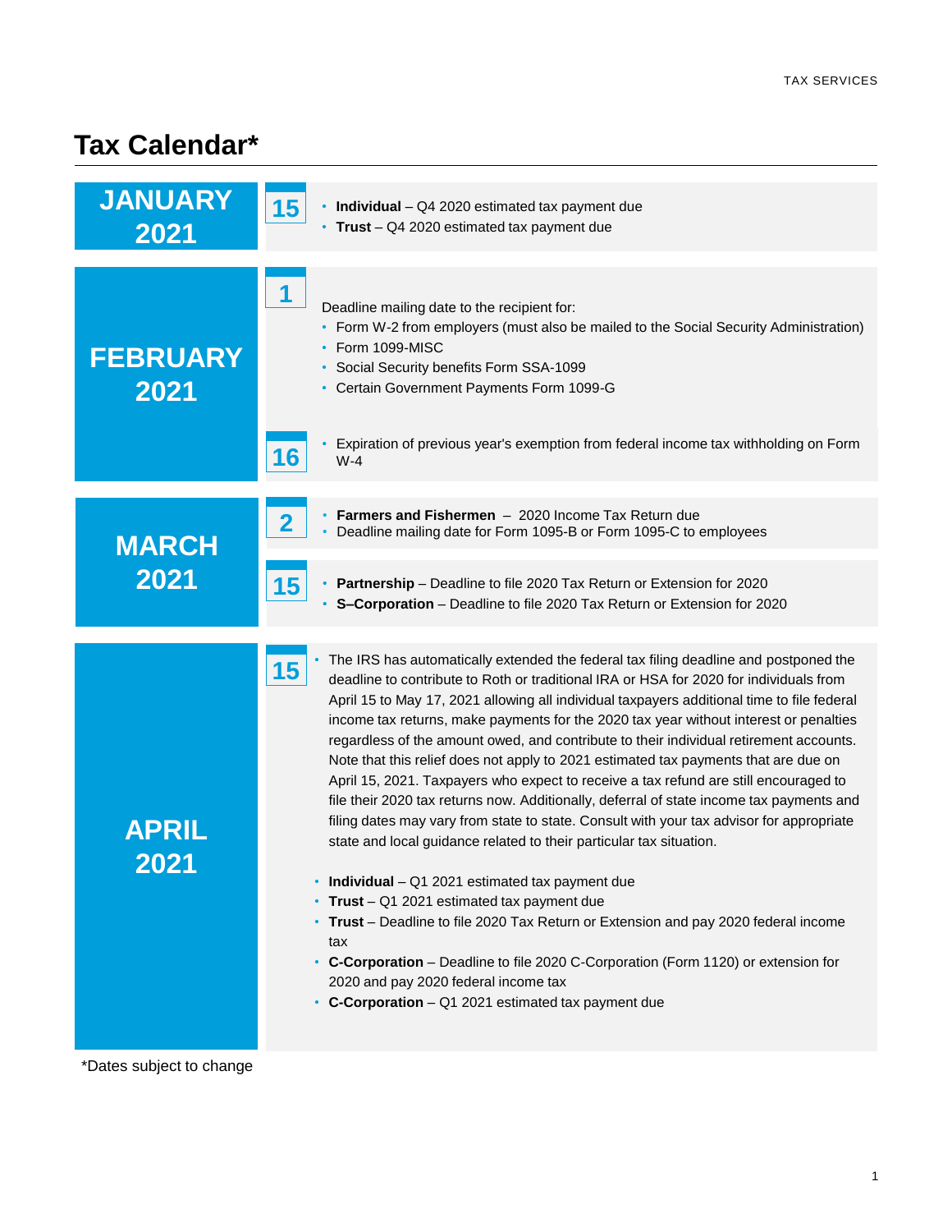# Tax Calendar*

## JANUARY 2021

**15**

- **Individual** – Q4 2020 estimated tax payment due
- **Trust** – Q4 2020 estimated tax payment due

## FEBRUARY 2021

**1**

Deadline mailing date to the recipient for:

- Form W-2 from employers (must also be mailed to the Social Security Administration)
- Form 1099-MISC
- Social Security benefits Form SSA-1099
- Certain Government Payments Form 1099-G

**16**

- Expiration of previous year's exemption from federal income tax withholding on Form W-4

## MARCH 2021

**2**

- **Farmers and Fishermen** – 2020 Income Tax Return due
- Deadline mailing date for Form 1095-B or Form 1095-C to employees

**15**

- **Partnership** – Deadline to file 2020 Tax Return or Extension for 2020
- **S–Corporation** – Deadline to file 2020 Tax Return or Extension for 2020

## APRIL 2021

**15**

- The IRS has automatically extended the federal tax filing deadline and postponed the deadline to contribute to Roth or traditional IRA or HSA for 2020 for individuals from April 15 to May 17, 2021 allowing all individual taxpayers additional time to file federal income tax returns, make payments for the 2020 tax year without interest or penalties regardless of the amount owed, and contribute to their individual retirement accounts. Note that this relief does not apply to 2021 estimated tax payments that are due on April 15, 2021. Taxpayers who expect to receive a tax refund are still encouraged to file their 2020 tax returns now. Additionally, deferral of state income tax payments and filing dates may vary from state to state. Consult with your tax advisor for appropriate state and local guidance related to their particular tax situation.

- **Individual** – Q1 2021 estimated tax payment due
- **Trust** – Q1 2021 estimated tax payment due
- **Trust** – Deadline to file 2020 Tax Return or Extension and pay 2020 federal income tax
- **C-Corporation** – Deadline to file 2020 C-Corporation (Form 1120) or extension for 2020 and pay 2020 federal income tax
- **C-Corporation** – Q1 2021 estimated tax payment due

*Dates subject to change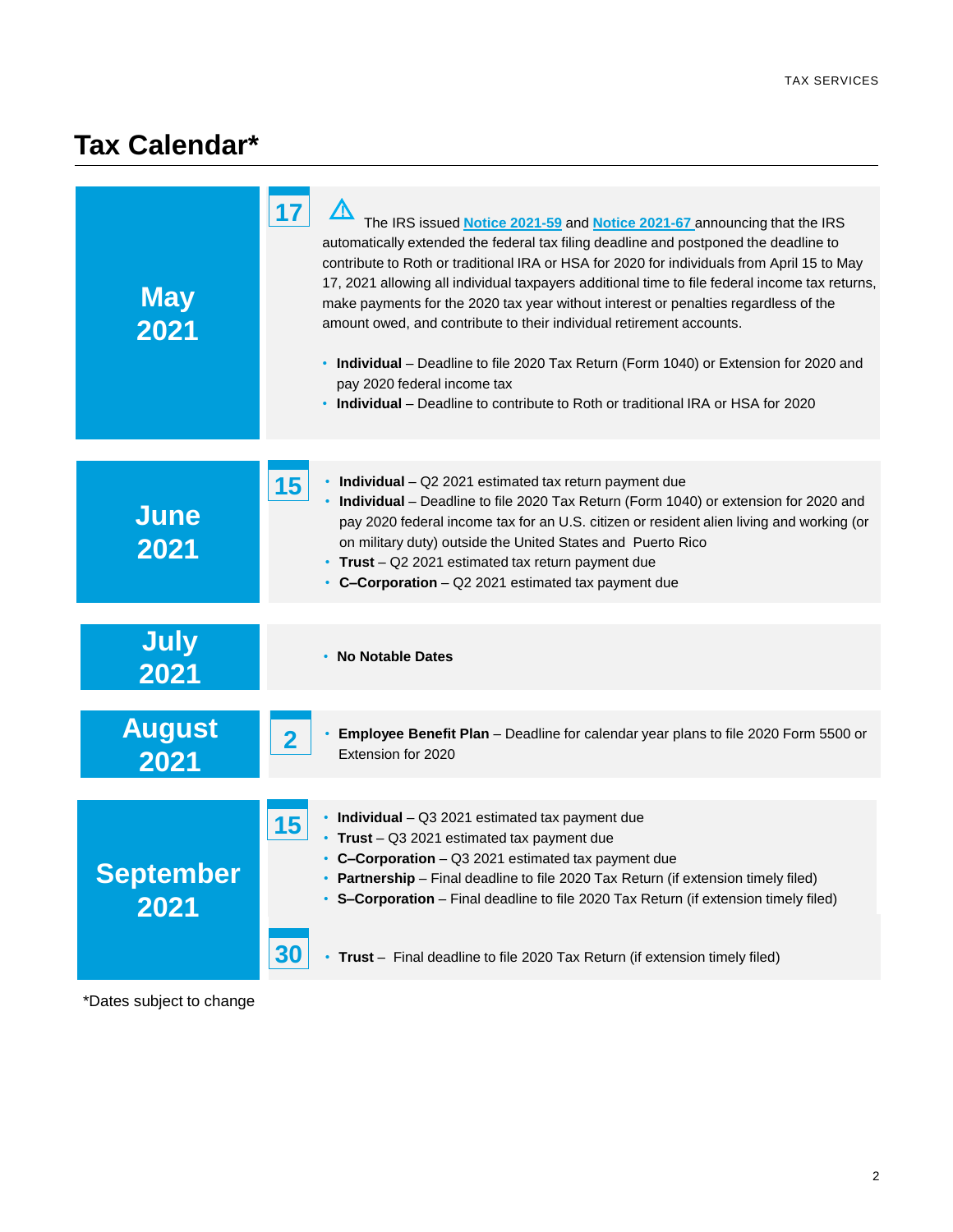# Tax Calendar*

## May 2021

**17**

⚠ The IRS issued [Notice 2021-59] and [Notice 2021-67] announcing that the IRS automatically extended the federal tax filing deadline and postponed the deadline to contribute to Roth or traditional IRA or HSA for 2020 for individuals from April 15 to May 17, 2021 allowing all individual taxpayers additional time to file federal income tax returns, make payments for the 2020 tax year without interest or penalties regardless of the amount owed, and contribute to their individual retirement accounts.

- **Individual** – Deadline to file 2020 Tax Return (Form 1040) or Extension for 2020 and pay 2020 federal income tax
- **Individual** – Deadline to contribute to Roth or traditional IRA or HSA for 2020

## June 2021

**15**

- **Individual** – Q2 2021 estimated tax return payment due
- **Individual** – Deadline to file 2020 Tax Return (Form 1040) or extension for 2020 and pay 2020 federal income tax for an U.S. citizen or resident alien living and working (or on military duty) outside the United States and Puerto Rico
- **Trust** – Q2 2021 estimated tax return payment due
- **C–Corporation** – Q2 2021 estimated tax payment due

## July 2021

- **No Notable Dates**

## August 2021

**2**

- **Employee Benefit Plan** – Deadline for calendar year plans to file 2020 Form 5500 or Extension for 2020

## September 2021

**15**

- **Individual** – Q3 2021 estimated tax payment due
- **Trust** – Q3 2021 estimated tax payment due
- **C–Corporation** – Q3 2021 estimated tax payment due
- **Partnership** – Final deadline to file 2020 Tax Return (if extension timely filed)
- **S–Corporation** – Final deadline to file 2020 Tax Return (if extension timely filed)

**30**

- **Trust** – Final deadline to file 2020 Tax Return (if extension timely filed)

*Dates subject to change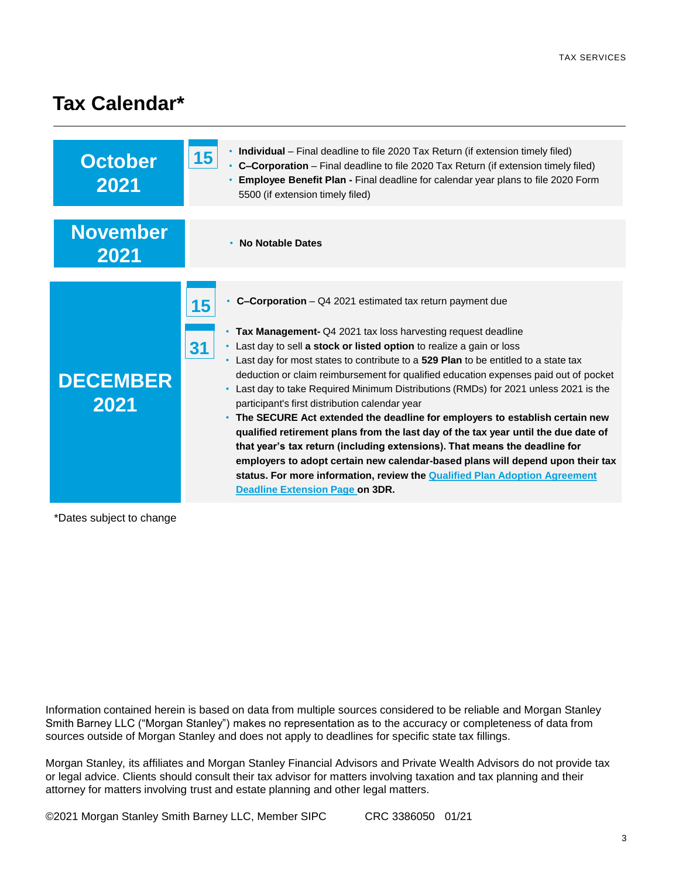# Tax Calendar*

## October 2021

**15**

- **Individual** – Final deadline to file 2020 Tax Return (if extension timely filed)
- **C–Corporation** – Final deadline to file 2020 Tax Return (if extension timely filed)
- **Employee Benefit Plan -** Final deadline for calendar year plans to file 2020 Form 5500 (if extension timely filed)

## November 2021

- **No Notable Dates**

## DECEMBER 2021

**15**

- **C–Corporation** – Q4 2021 estimated tax return payment due

**31**

- **Tax Management-** Q4 2021 tax loss harvesting request deadline
- Last day to sell **a stock or listed option** to realize a gain or loss
- Last day for most states to contribute to a **529 Plan** to be entitled to a state tax deduction or claim reimbursement for qualified education expenses paid out of pocket
- Last day to take Required Minimum Distributions (RMDs) for 2021 unless 2021 is the participant's first distribution calendar year
- **The SECURE Act extended the deadline for employers to establish certain new qualified retirement plans from the last day of the tax year until the due date of that year's tax return (including extensions). That means the deadline for employers to adopt certain new calendar-based plans will depend upon their tax status. For more information, review the Qualified Plan Adoption Agreement Deadline Extension Page on 3DR.**

*Dates subject to change

Information contained herein is based on data from multiple sources considered to be reliable and Morgan Stanley Smith Barney LLC ("Morgan Stanley") makes no representation as to the accuracy or completeness of data from sources outside of Morgan Stanley and does not apply to deadlines for specific state tax fillings.

Morgan Stanley, its affiliates and Morgan Stanley Financial Advisors and Private Wealth Advisors do not provide tax or legal advice. Clients should consult their tax advisor for matters involving taxation and tax planning and their attorney for matters involving trust and estate planning and other legal matters.

©2021 Morgan Stanley Smith Barney LLC, Member SIPC CRC 3386050 01/21